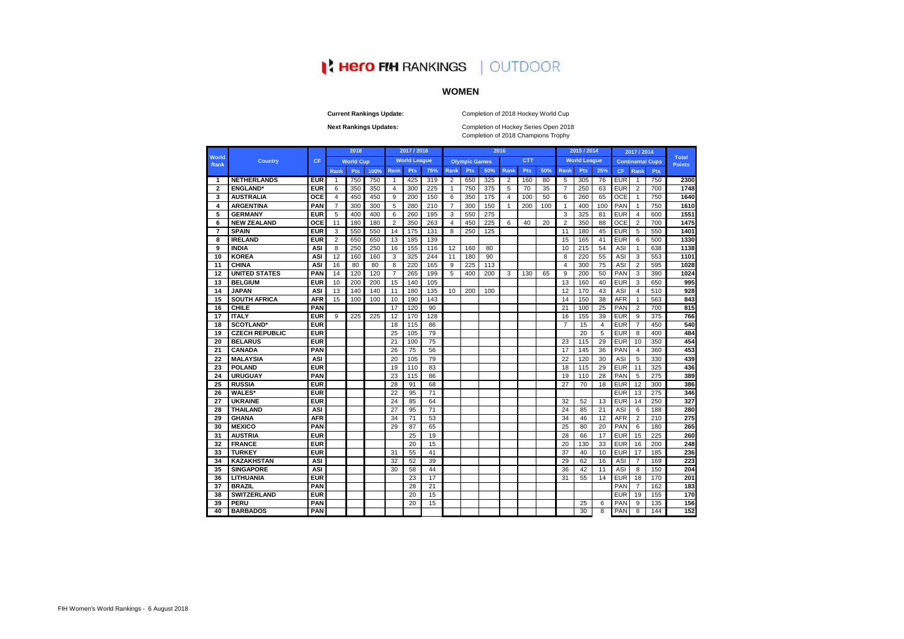# Hero FIH RANKINGS | OUTDOOR

## WOMEN

**Current Rankings Update:** Completion of 2018 Hockey World Cup

**Next Rankings Updates:** Completion of Hockey Series Open 2018
Completion of 2018 Champions Trophy

| World Rank | Country | CF | 2018 World Cup | | | 2017 / 2016 World League | | | 2016 Olympic Games | | | 2016 CTT | | | 2015 / 2014 World League | | | 2017 / 2014 Continental Cups | | | Total Points |
|---|---|---|---|---|---|---|---|---|---|---|---|---|---|---|---|---|---|---|---|---|---|
| | | | Rank | Pts | 100% | Rank | Pts | 75% | Rank | Pts | 50% | Rank | Pts | 50% | Rank | Pts | 25% | CF | Rank | Pts | |
| 1 | NETHERLANDS | EUR | 1 | 750 | 750 | 1 | 425 | 319 | 2 | 650 | 325 | 2 | 160 | 80 | 5 | 305 | 76 | EUR | 1 | 750 | 2300 |
| 2 | ENGLAND* | EUR | 6 | 350 | 350 | 4 | 300 | 225 | 1 | 750 | 375 | 5 | 70 | 35 | 7 | 250 | 63 | EUR | 2 | 700 | 1748 |
| 3 | AUSTRALIA | OCE | 4 | 450 | 450 | 9 | 200 | 150 | 6 | 350 | 175 | 4 | 100 | 50 | 6 | 260 | 65 | OCE | 1 | 750 | 1640 |
| 4 | ARGENTINA | PAN | 7 | 300 | 300 | 5 | 280 | 210 | 7 | 300 | 150 | 1 | 200 | 100 | 1 | 400 | 100 | PAN | 1 | 750 | 1610 |
| 5 | GERMANY | EUR | 5 | 400 | 400 | 6 | 260 | 195 | 3 | 550 | 275 | | | | 3 | 325 | 81 | EUR | 4 | 600 | 1551 |
| 6 | NEW ZEALAND | OCE | 11 | 180 | 180 | 2 | 350 | 263 | 4 | 450 | 225 | 6 | 40 | 20 | 2 | 350 | 88 | OCE | 2 | 700 | 1475 |
| 7 | SPAIN | EUR | 3 | 550 | 550 | 14 | 175 | 131 | 8 | 250 | 125 | | | | 11 | 180 | 45 | EUR | 5 | 550 | 1401 |
| 8 | IRELAND | EUR | 2 | 650 | 650 | 13 | 185 | 139 | | | | | | | 15 | 165 | 41 | EUR | 6 | 500 | 1330 |
| 9 | INDIA | ASI | 8 | 250 | 250 | 16 | 155 | 116 | 12 | 160 | 80 | | | | 10 | 215 | 54 | ASI | 1 | 638 | 1138 |
| 10 | KOREA | ASI | 12 | 160 | 160 | 3 | 325 | 244 | 11 | 180 | 90 | | | | 8 | 220 | 55 | ASI | 3 | 553 | 1101 |
| 11 | CHINA | ASI | 16 | 80 | 80 | 8 | 220 | 165 | 9 | 225 | 113 | | | | 4 | 300 | 75 | ASI | 2 | 595 | 1028 |
| 12 | UNITED STATES | PAN | 14 | 120 | 120 | 7 | 265 | 199 | 5 | 400 | 200 | 3 | 130 | 65 | 9 | 200 | 50 | PAN | 3 | 390 | 1024 |
| 13 | BELGIUM | EUR | 10 | 200 | 200 | 15 | 140 | 105 | | | | | | | 13 | 160 | 40 | EUR | 3 | 650 | 995 |
| 14 | JAPAN | ASI | 13 | 140 | 140 | 11 | 180 | 135 | 10 | 200 | 100 | | | | 12 | 170 | 43 | ASI | 4 | 510 | 928 |
| 15 | SOUTH AFRICA | AFR | 15 | 100 | 100 | 10 | 190 | 143 | | | | | | | 14 | 150 | 38 | AFR | 1 | 563 | 843 |
| 16 | CHILE | PAN | | | | 17 | 120 | 90 | | | | | | | 21 | 100 | 25 | PAN | 2 | 700 | 815 |
| 17 | ITALY | EUR | 9 | 225 | 225 | 12 | 170 | 128 | | | | | | | 16 | 155 | 39 | EUR | 9 | 375 | 766 |
| 18 | SCOTLAND* | EUR | | | | 18 | 115 | 86 | | | | | | | 7 | 15 | 4 | EUR | 7 | 450 | 540 |
| 19 | CZECH REPUBLIC | EUR | | | | 25 | 105 | 79 | | | | | | | | 20 | 5 | EUR | 8 | 400 | 484 |
| 20 | BELARUS | EUR | | | | 21 | 100 | 75 | | | | | | | 23 | 115 | 29 | EUR | 10 | 350 | 454 |
| 21 | CANADA | PAN | | | | 26 | 75 | 56 | | | | | | | 17 | 145 | 36 | PAN | 4 | 360 | 453 |
| 22 | MALAYSIA | ASI | | | | 20 | 105 | 79 | | | | | | | 22 | 120 | 30 | ASI | 5 | 330 | 439 |
| 23 | POLAND | EUR | | | | 19 | 110 | 83 | | | | | | | 18 | 115 | 29 | EUR | 11 | 325 | 436 |
| 24 | URUGUAY | PAN | | | | 23 | 115 | 86 | | | | | | | 19 | 110 | 28 | PAN | 5 | 275 | 389 |
| 25 | RUSSIA | EUR | | | | 28 | 91 | 68 | | | | | | | 27 | 70 | 18 | EUR | 12 | 300 | 386 |
| 26 | WALES* | EUR | | | | 22 | 95 | 71 | | | | | | | | | | EUR | 13 | 275 | 346 |
| 27 | UKRAINE | EUR | | | | 24 | 85 | 64 | | | | | | | 32 | 52 | 13 | EUR | 14 | 250 | 327 |
| 28 | THAILAND | ASI | | | | 27 | 95 | 71 | | | | | | | 24 | 85 | 21 | ASI | 6 | 188 | 280 |
| 29 | GHANA | AFR | | | | 34 | 71 | 53 | | | | | | | 34 | 46 | 12 | AFR | 2 | 210 | 275 |
| 30 | MEXICO | PAN | | | | 29 | 87 | 65 | | | | | | | 25 | 80 | 20 | PAN | 6 | 180 | 265 |
| 31 | AUSTRIA | EUR | | | | | 25 | 19 | | | | | | | 28 | 66 | 17 | EUR | 15 | 225 | 260 |
| 32 | FRANCE | EUR | | | | | 20 | 15 | | | | | | | 20 | 130 | 33 | EUR | 16 | 200 | 248 |
| 33 | TURKEY | EUR | | | | 31 | 55 | 41 | | | | | | | 37 | 40 | 10 | EUR | 17 | 185 | 236 |
| 34 | KAZAKHSTAN | ASI | | | | 32 | 52 | 39 | | | | | | | 29 | 62 | 16 | ASI | 7 | 169 | 223 |
| 35 | SINGAPORE | ASI | | | | 30 | 58 | 44 | | | | | | | 36 | 42 | 11 | ASI | 8 | 150 | 204 |
| 36 | LITHUANIA | EUR | | | | | 23 | 17 | | | | | | | 31 | 55 | 14 | EUR | 18 | 170 | 201 |
| 37 | BRAZIL | PAN | | | | | 28 | 21 | | | | | | | | | | PAN | 7 | 162 | 183 |
| 38 | SWITZERLAND | EUR | | | | | 20 | 15 | | | | | | | | | | EUR | 19 | 155 | 170 |
| 39 | PERU | PAN | | | | | 20 | 15 | | | | | | | | 25 | 6 | PAN | 9 | 135 | 156 |
| 40 | BARBADOS | PAN | | | | | | | | | | | | | | 30 | 8 | PAN | 8 | 144 | 152 |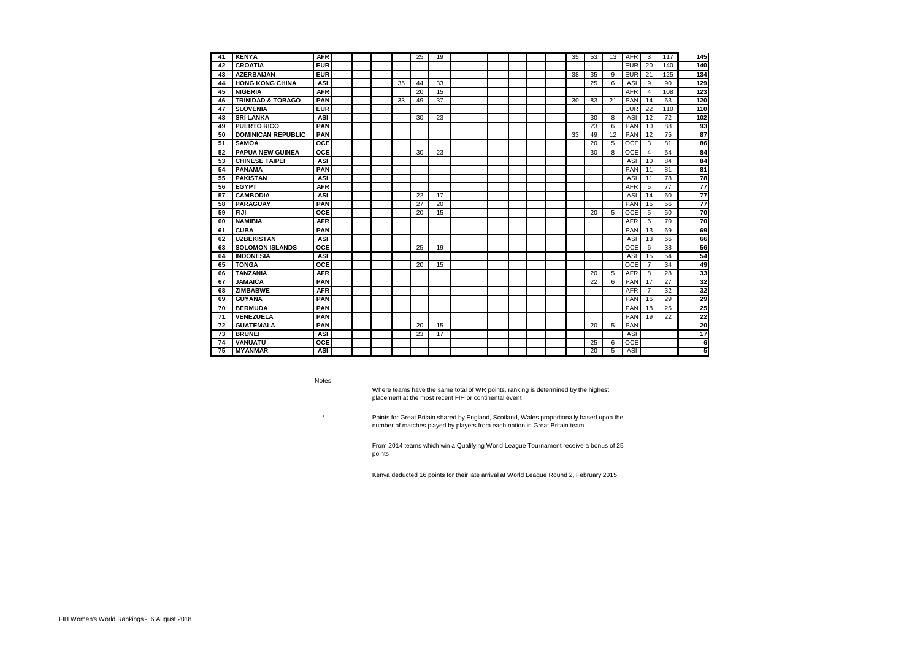| | | | | | | | | | | | | | | | | | | | | | |
|---|---|---|---|---|---|---|---|---|---|---|---|---|---|---|---|---|---|---|---|---|---|
| 41 | **KENYA** | **AFR** | | | | | 25 | 19 | | | | | | | 35 | 53 | 13 | AFR | 3 | 117 | **145** |
| 42 | **CROATIA** | **EUR** | | | | | | | | | | | | | | | | EUR | 20 | 140 | **140** |
| 43 | **AZERBAIJAN** | **EUR** | | | | | | | | | | | | | 38 | 35 | 9 | EUR | 21 | 125 | **134** |
| 44 | **HONG KONG CHINA** | **ASI** | | | | 35 | 44 | 33 | | | | | | | | 25 | 6 | ASI | 9 | 90 | **129** |
| 45 | **NIGERIA** | **AFR** | | | | | 20 | 15 | | | | | | | | | | AFR | 4 | 108 | **123** |
| 46 | **TRINIDAD & TOBAGO** | **PAN** | | | | 33 | 49 | 37 | | | | | | | 30 | 83 | 21 | PAN | 14 | 63 | **120** |
| 47 | **SLOVENIA** | **EUR** | | | | | | | | | | | | | | | | EUR | 22 | 110 | **110** |
| 48 | **SRI LANKA** | **ASI** | | | | | 30 | 23 | | | | | | | | 30 | 8 | ASI | 12 | 72 | **102** |
| 49 | **PUERTO RICO** | **PAN** | | | | | | | | | | | | | | 23 | 6 | PAN | 10 | 88 | **93** |
| 50 | **DOMINICAN REPUBLIC** | **PAN** | | | | | | | | | | | | | 33 | 49 | 12 | PAN | 12 | 75 | **87** |
| 51 | **SAMOA** | **OCE** | | | | | | | | | | | | | | 20 | 5 | OCE | 3 | 81 | **86** |
| 52 | **PAPUA NEW GUINEA** | **OCE** | | | | | 30 | 23 | | | | | | | | 30 | 8 | OCE | 4 | 54 | **84** |
| 53 | **CHINESE TAIPEI** | **ASI** | | | | | | | | | | | | | | | | ASI | 10 | 84 | **84** |
| 54 | **PANAMA** | **PAN** | | | | | | | | | | | | | | | | PAN | 11 | 81 | **81** |
| 55 | **PAKISTAN** | **ASI** | | | | | | | | | | | | | | | | ASI | 11 | 78 | **78** |
| 56 | **EGYPT** | **AFR** | | | | | | | | | | | | | | | | AFR | 5 | 77 | **77** |
| 57 | **CAMBODIA** | **ASI** | | | | | 22 | 17 | | | | | | | | | | ASI | 14 | 60 | **77** |
| 58 | **PARAGUAY** | **PAN** | | | | | 27 | 20 | | | | | | | | | | PAN | 15 | 56 | **77** |
| 59 | **FIJI** | **OCE** | | | | | 20 | 15 | | | | | | | | 20 | 5 | OCE | 5 | 50 | **70** |
| 60 | **NAMIBIA** | **AFR** | | | | | | | | | | | | | | | | AFR | 6 | 70 | **70** |
| 61 | **CUBA** | **PAN** | | | | | | | | | | | | | | | | PAN | 13 | 69 | **69** |
| 62 | **UZBEKISTAN** | **ASI** | | | | | | | | | | | | | | | | ASI | 13 | 66 | **66** |
| 63 | **SOLOMON ISLANDS** | **OCE** | | | | | 25 | 19 | | | | | | | | | | OCE | 6 | 38 | **56** |
| 64 | **INDONESIA** | **ASI** | | | | | | | | | | | | | | | | ASI | 15 | 54 | **54** |
| 65 | **TONGA** | **OCE** | | | | | 20 | 15 | | | | | | | | | | OCE | 7 | 34 | **49** |
| 66 | **TANZANIA** | **AFR** | | | | | | | | | | | | | | 20 | 5 | AFR | 8 | 28 | **33** |
| 67 | **JAMAICA** | **PAN** | | | | | | | | | | | | | | 22 | 6 | PAN | 17 | 27 | **32** |
| 68 | **ZIMBABWE** | **AFR** | | | | | | | | | | | | | | | | AFR | 7 | 32 | **32** |
| 69 | **GUYANA** | **PAN** | | | | | | | | | | | | | | | | PAN | 16 | 29 | **29** |
| 70 | **BERMUDA** | **PAN** | | | | | | | | | | | | | | | | PAN | 18 | 25 | **25** |
| 71 | **VENEZUELA** | **PAN** | | | | | | | | | | | | | | | | PAN | 19 | 22 | **22** |
| 72 | **GUATEMALA** | **PAN** | | | | | 20 | 15 | | | | | | | | 20 | 5 | PAN | | | **20** |
| 73 | **BRUNEI** | **ASI** | | | | | 23 | 17 | | | | | | | | | | ASI | | | **17** |
| 74 | **VANUATU** | **OCE** | | | | | | | | | | | | | | 25 | 6 | OCE | | | **6** |
| 75 | **MYANMAR** | **ASI** | | | | | | | | | | | | | | 20 | 5 | ASI | | | **5** |

Notes

Where teams have the same total of WR points, ranking is determined by the highest placement at the most recent FIH or continental event

\* Points for Great Britain shared by England, Scotland, Wales proportionally based upon the number of matches played by players from each nation in Great Britain team.

From 2014 teams which win a Qualifying World League Tournament receive a bonus of 25 points

Kenya deducted 16 points for their late arrival at World League Round 2, February 2015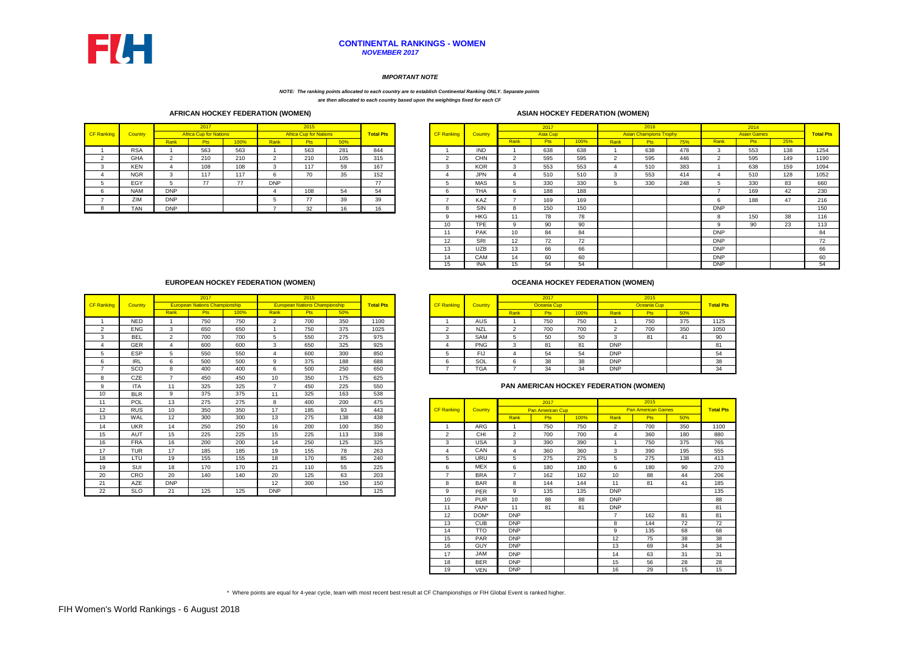# CONTINENTAL RANKINGS - WOMEN

***NOVEMBER 2017***

***IMPORTANT NOTE***

***NOTE: The ranking points allocated to each country are to establish Continental Ranking ONLY. Separate points are then allocated to each country based upon the weightings fixed for each CF***

## AFRICAN HOCKEY FEDERATION (WOMEN)

| CF Ranking | Country | 2017 Africa Cup for Nations | | | 2015 Africa Cup for Nations | | | Total Pts |
|---|---|---|---|---|---|---|---|---|
| | | Rank | Pts | 100% | Rank | Pts | 50% | |
| 1 | RSA | 1 | 563 | 563 | 1 | 563 | 281 | 844 |
| 2 | GHA | 2 | 210 | 210 | 2 | 210 | 105 | 315 |
| 3 | KEN | 4 | 108 | 108 | 3 | 117 | 59 | 167 |
| 4 | NGR | 3 | 117 | 117 | 6 | 70 | 35 | 152 |
| 5 | EGY | 5 | 77 | 77 | DNP | | | 77 |
| 6 | NAM | DNP | | | 4 | 108 | 54 | 54 |
| 7 | ZIM | DNP | | | 5 | 77 | 39 | 39 |
| 8 | TAN | DNP | | | 7 | 32 | 16 | 16 |

## ASIAN HOCKEY FEDERATION (WOMEN)

| CF Ranking | Country | 2017 Asia Cup | | | 2016 Asian Champions Trophy | | | 2014 Asian Games | | | Total Pts |
|---|---|---|---|---|---|---|---|---|---|---|---|
| | | Rank | Pts | 100% | Rank | Pts | 75% | Rank | Pts | 25% | |
| 1 | IND | 1 | 638 | 638 | 1 | 638 | 478 | 3 | 553 | 138 | 1254 |
| 2 | CHN | 2 | 595 | 595 | 2 | 595 | 446 | 2 | 595 | 149 | 1190 |
| 3 | KOR | 3 | 553 | 553 | 4 | 510 | 383 | 1 | 638 | 159 | 1094 |
| 4 | JPN | 4 | 510 | 510 | 3 | 553 | 414 | 4 | 510 | 128 | 1052 |
| 5 | MAS | 5 | 330 | 330 | 5 | 330 | 248 | 5 | 330 | 83 | 660 |
| 6 | THA | 6 | 188 | 188 | | | | 7 | 169 | 42 | 230 |
| 7 | KAZ | 7 | 169 | 169 | | | | 6 | 188 | 47 | 216 |
| 8 | SIN | 8 | 150 | 150 | | | | DNP | | | 150 |
| 9 | HKG | 11 | 78 | 78 | | | | 8 | 150 | 38 | 116 |
| 10 | TPE | 9 | 90 | 90 | | | | 9 | 90 | 23 | 113 |
| 11 | PAK | 10 | 84 | 84 | | | | DNP | | | 84 |
| 12 | SRI | 12 | 72 | 72 | | | | DNP | | | 72 |
| 13 | UZB | 13 | 66 | 66 | | | | DNP | | | 66 |
| 14 | CAM | 14 | 60 | 60 | | | | DNP | | | 60 |
| 15 | INA | 15 | 54 | 54 | | | | DNP | | | 54 |

## EUROPEAN HOCKEY FEDERATION (WOMEN)

| CF Ranking | Country | 2017 European Nations Championship | | | 2015 European Nations Championship | | | Total Pts |
|---|---|---|---|---|---|---|---|---|
| | | Rank | Pts | 100% | Rank | Pts | 50% | |
| 1 | NED | 1 | 750 | 750 | 2 | 700 | 350 | 1100 |
| 2 | ENG | 3 | 650 | 650 | 1 | 750 | 375 | 1025 |
| 3 | BEL | 2 | 700 | 700 | 5 | 550 | 275 | 975 |
| 4 | GER | 4 | 600 | 600 | 3 | 650 | 325 | 925 |
| 5 | ESP | 5 | 550 | 550 | 4 | 600 | 300 | 850 |
| 6 | IRL | 6 | 500 | 500 | 9 | 375 | 188 | 688 |
| 7 | SCO | 8 | 400 | 400 | 6 | 500 | 250 | 650 |
| 8 | CZE | 7 | 450 | 450 | 10 | 350 | 175 | 625 |
| 9 | ITA | 11 | 325 | 325 | 7 | 450 | 225 | 550 |
| 10 | BLR | 9 | 375 | 375 | 11 | 325 | 163 | 538 |
| 11 | POL | 13 | 275 | 275 | 8 | 400 | 200 | 475 |
| 12 | RUS | 10 | 350 | 350 | 17 | 185 | 93 | 443 |
| 13 | WAL | 12 | 300 | 300 | 13 | 275 | 138 | 438 |
| 14 | UKR | 14 | 250 | 250 | 16 | 200 | 100 | 350 |
| 15 | AUT | 15 | 225 | 225 | 15 | 225 | 113 | 338 |
| 16 | FRA | 16 | 200 | 200 | 14 | 250 | 125 | 325 |
| 17 | TUR | 17 | 185 | 185 | 19 | 155 | 78 | 263 |
| 18 | LTU | 19 | 155 | 155 | 18 | 170 | 85 | 240 |
| 19 | SUI | 18 | 170 | 170 | 21 | 110 | 55 | 225 |
| 20 | CRO | 20 | 140 | 140 | 20 | 125 | 63 | 203 |
| 21 | AZE | DNP | | | 12 | 300 | 150 | 150 |
| 22 | SLO | 21 | 125 | 125 | DNP | | | 125 |

## OCEANIA HOCKEY FEDERATION (WOMEN)

| CF Ranking | Country | 2017 Oceania Cup | | | 2015 Oceania Cup | | | Total Pts |
|---|---|---|---|---|---|---|---|---|
| | | Rank | Pts | 100% | Rank | Pts | 50% | |
| 1 | AUS | 1 | 750 | 750 | 1 | 750 | 375 | 1125 |
| 2 | NZL | 2 | 700 | 700 | 2 | 700 | 350 | 1050 |
| 3 | SAM | 5 | 50 | 50 | 3 | 81 | 41 | 90 |
| 4 | PNG | 3 | 81 | 81 | DNP | | | 81 |
| 5 | FIJ | 4 | 54 | 54 | DNP | | | 54 |
| 6 | SOL | 6 | 38 | 38 | DNP | | | 38 |
| 7 | TGA | 7 | 34 | 34 | DNP | | | 34 |

## PAN AMERICAN HOCKEY FEDERATION (WOMEN)

| CF Ranking | Country | 2017 Pan American Cup | | | 2015 Pan American Games | | | Total Pts |
|---|---|---|---|---|---|---|---|---|
| | | Rank | Pts | 100% | Rank | Pts | 50% | |
| 1 | ARG | 1 | 750 | 750 | 2 | 700 | 350 | 1100 |
| 2 | CHI | 2 | 700 | 700 | 4 | 360 | 180 | 880 |
| 3 | USA | 3 | 390 | 390 | 1 | 750 | 375 | 765 |
| 4 | CAN | 4 | 360 | 360 | 3 | 390 | 195 | 555 |
| 5 | URU | 5 | 275 | 275 | 5 | 275 | 138 | 413 |
| 6 | MEX | 6 | 180 | 180 | 6 | 180 | 90 | 270 |
| 7 | BRA | 7 | 162 | 162 | 10 | 88 | 44 | 206 |
| 8 | BAR | 8 | 144 | 144 | 11 | 81 | 41 | 185 |
| 9 | PER | 9 | 135 | 135 | DNP | | | 135 |
| 10 | PUR | 10 | 88 | 88 | DNP | | | 88 |
| 11 | PAN* | 11 | 81 | 81 | DNP | | | 81 |
| 12 | DOM* | DNP | | | 7 | 162 | 81 | 81 |
| 13 | CUB | DNP | | | 8 | 144 | 72 | 72 |
| 14 | TTO | DNP | | | 9 | 135 | 68 | 68 |
| 15 | PAR | DNP | | | 12 | 75 | 38 | 38 |
| 16 | GUY | DNP | | | 13 | 69 | 34 | 34 |
| 17 | JAM | DNP | | | 14 | 63 | 31 | 31 |
| 18 | BER | DNP | | | 15 | 56 | 28 | 28 |
| 19 | VEN | DNP | | | 16 | 29 | 15 | 15 |

\* Where points are equal for 4-year cycle, team with most recent best result at CF Championships or FIH Global Event is ranked higher.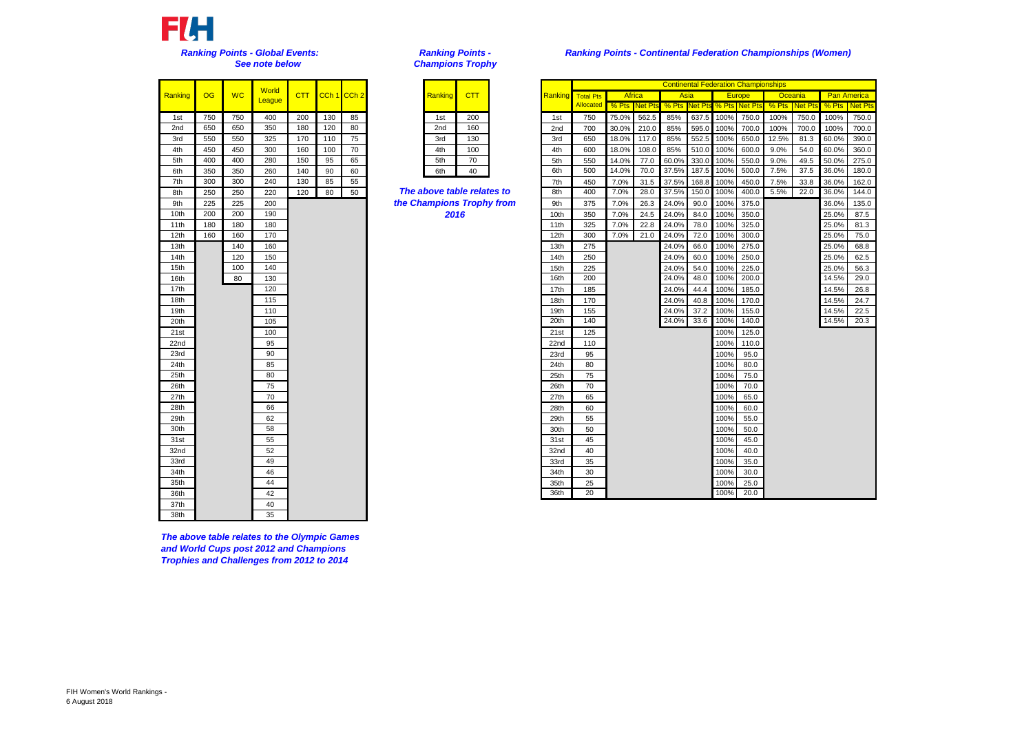### *Ranking Points - Global Events: See note below*

| Ranking | OG | WC | World League | CTT | CCh 1 | CCh 2 |
|---|---|---|---|---|---|---|
| 1st | 750 | 750 | 400 | 200 | 130 | 85 |
| 2nd | 650 | 650 | 350 | 180 | 120 | 80 |
| 3rd | 550 | 550 | 325 | 170 | 110 | 75 |
| 4th | 450 | 450 | 300 | 160 | 100 | 70 |
| 5th | 400 | 400 | 280 | 150 | 95 | 65 |
| 6th | 350 | 350 | 260 | 140 | 90 | 60 |
| 7th | 300 | 300 | 240 | 130 | 85 | 55 |
| 8th | 250 | 250 | 220 | 120 | 80 | 50 |
| 9th | 225 | 225 | 200 | | | |
| 10th | 200 | 200 | 190 | | | |
| 11th | 180 | 180 | 180 | | | |
| 12th | 160 | 160 | 170 | | | |
| 13th | | 140 | 160 | | | |
| 14th | | 120 | 150 | | | |
| 15th | | 100 | 140 | | | |
| 16th | | 80 | 130 | | | |
| 17th | | | 120 | | | |
| 18th | | | 115 | | | |
| 19th | | | 110 | | | |
| 20th | | | 105 | | | |
| 21st | | | 100 | | | |
| 22nd | | | 95 | | | |
| 23rd | | | 90 | | | |
| 24th | | | 85 | | | |
| 25th | | | 80 | | | |
| 26th | | | 75 | | | |
| 27th | | | 70 | | | |
| 28th | | | 66 | | | |
| 29th | | | 62 | | | |
| 30th | | | 58 | | | |
| 31st | | | 55 | | | |
| 32nd | | | 52 | | | |
| 33rd | | | 49 | | | |
| 34th | | | 46 | | | |
| 35th | | | 44 | | | |
| 36th | | | 42 | | | |
| 37th | | | 40 | | | |
| 38th | | | 35 | | | |

***The above table relates to the Olympic Games and World Cups post 2012 and Champions Trophies and Challenges from 2012 to 2014***

### *Ranking Points - Champions Trophy*

| Ranking | CTT |
|---|---|
| 1st | 200 |
| 2nd | 160 |
| 3rd | 130 |
| 4th | 100 |
| 5th | 70 |
| 6th | 40 |

***The above table relates to the Champions Trophy from 2016***

### *Ranking Points - Continental Federation Championships (Women)*

| Ranking | Continental Federation Championships | | | | | | | | | | | |
|---|---|---|---|---|---|---|---|---|---|---|---|---|
| | Total Pts Allocated | Africa | | Asia | | Europe | | Oceania | | Pan America | |
| | | % Pts | Net Pts | % Pts | Net Pts | % Pts | Net Pts | % Pts | Net Pts | % Pts | Net Pts |
| 1st | 750 | 75.0% | 562.5 | 85% | 637.5 | 100% | 750.0 | 100% | 750.0 | 100% | 750.0 |
| 2nd | 700 | 30.0% | 210.0 | 85% | 595.0 | 100% | 700.0 | 100% | 700.0 | 100% | 700.0 |
| 3rd | 650 | 18.0% | 117.0 | 85% | 552.5 | 100% | 650.0 | 12.5% | 81.3 | 60.0% | 390.0 |
| 4th | 600 | 18.0% | 108.0 | 85% | 510.0 | 100% | 600.0 | 9.0% | 54.0 | 60.0% | 360.0 |
| 5th | 550 | 14.0% | 77.0 | 60.0% | 330.0 | 100% | 550.0 | 9.0% | 49.5 | 50.0% | 275.0 |
| 6th | 500 | 14.0% | 70.0 | 37.5% | 187.5 | 100% | 500.0 | 7.5% | 37.5 | 36.0% | 180.0 |
| 7th | 450 | 7.0% | 31.5 | 37.5% | 168.8 | 100% | 450.0 | 7.5% | 33.8 | 36.0% | 162.0 |
| 8th | 400 | 7.0% | 28.0 | 37.5% | 150.0 | 100% | 400.0 | 5.5% | 22.0 | 36.0% | 144.0 |
| 9th | 375 | 7.0% | 26.3 | 24.0% | 90.0 | 100% | 375.0 | | | 36.0% | 135.0 |
| 10th | 350 | 7.0% | 24.5 | 24.0% | 84.0 | 100% | 350.0 | | | 25.0% | 87.5 |
| 11th | 325 | 7.0% | 22.8 | 24.0% | 78.0 | 100% | 325.0 | | | 25.0% | 81.3 |
| 12th | 300 | 7.0% | 21.0 | 24.0% | 72.0 | 100% | 300.0 | | | 25.0% | 75.0 |
| 13th | 275 | | | 24.0% | 66.0 | 100% | 275.0 | | | 25.0% | 68.8 |
| 14th | 250 | | | 24.0% | 60.0 | 100% | 250.0 | | | 25.0% | 62.5 |
| 15th | 225 | | | 24.0% | 54.0 | 100% | 225.0 | | | 25.0% | 56.3 |
| 16th | 200 | | | 24.0% | 48.0 | 100% | 200.0 | | | 14.5% | 29.0 |
| 17th | 185 | | | 24.0% | 44.4 | 100% | 185.0 | | | 14.5% | 26.8 |
| 18th | 170 | | | 24.0% | 40.8 | 100% | 170.0 | | | 14.5% | 24.7 |
| 19th | 155 | | | 24.0% | 37.2 | 100% | 155.0 | | | 14.5% | 22.5 |
| 20th | 140 | | | 24.0% | 33.6 | 100% | 140.0 | | | 14.5% | 20.3 |
| 21st | 125 | | | | | 100% | 125.0 | | | | |
| 22nd | 110 | | | | | 100% | 110.0 | | | | |
| 23rd | 95 | | | | | 100% | 95.0 | | | | |
| 24th | 80 | | | | | 100% | 80.0 | | | | |
| 25th | 75 | | | | | 100% | 75.0 | | | | |
| 26th | 70 | | | | | 100% | 70.0 | | | | |
| 27th | 65 | | | | | 100% | 65.0 | | | | |
| 28th | 60 | | | | | 100% | 60.0 | | | | |
| 29th | 55 | | | | | 100% | 55.0 | | | | |
| 30th | 50 | | | | | 100% | 50.0 | | | | |
| 31st | 45 | | | | | 100% | 45.0 | | | | |
| 32nd | 40 | | | | | 100% | 40.0 | | | | |
| 33rd | 35 | | | | | 100% | 35.0 | | | | |
| 34th | 30 | | | | | 100% | 30.0 | | | | |
| 35th | 25 | | | | | 100% | 25.0 | | | | |
| 36th | 20 | | | | | 100% | 20.0 | | | | |